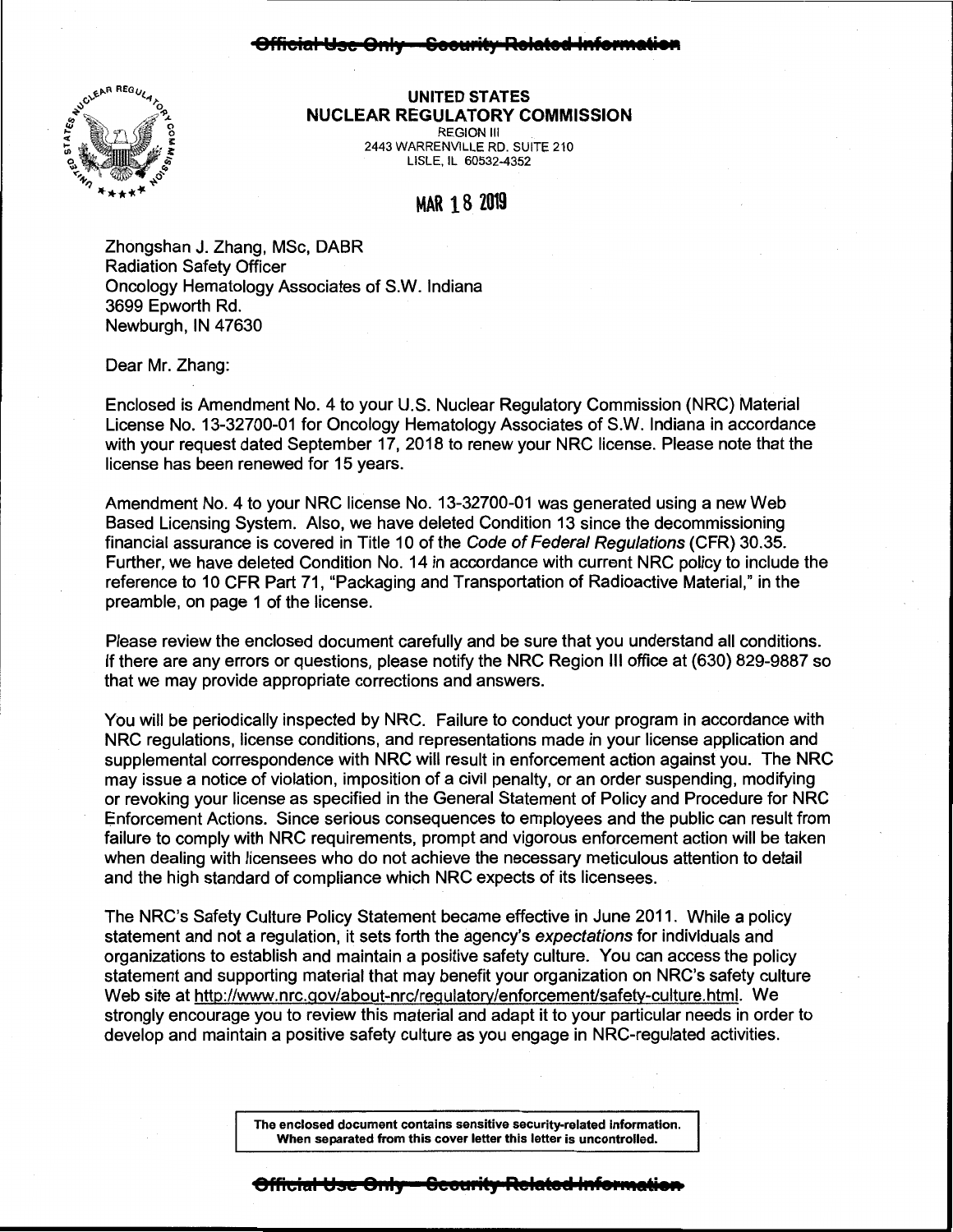~~Official Use Only – Security-Related Information~~

**UNITED STATES**
**NUCLEAR REGULATORY COMMISSION**
REGION III
2443 WARRENVILLE RD. SUITE 210
LISLE, IL 60532-4352

MAR 18 2019

Zhongshan J. Zhang, MSc, DABR
Radiation Safety Officer
Oncology Hematology Associates of S.W. Indiana
3699 Epworth Rd.
Newburgh, IN 47630

Dear Mr. Zhang:

Enclosed is Amendment No. 4 to your U.S. Nuclear Regulatory Commission (NRC) Material License No. 13-32700-01 for Oncology Hematology Associates of S.W. Indiana in accordance with your request dated September 17, 2018 to renew your NRC license. Please note that the license has been renewed for 15 years.

Amendment No. 4 to your NRC license No. 13-32700-01 was generated using a new Web Based Licensing System. Also, we have deleted Condition 13 since the decommissioning financial assurance is covered in Title 10 of the *Code of Federal Regulations* (CFR) 30.35. Further, we have deleted Condition No. 14 in accordance with current NRC policy to include the reference to 10 CFR Part 71, "Packaging and Transportation of Radioactive Material," in the preamble, on page 1 of the license.

Please review the enclosed document carefully and be sure that you understand all conditions. If there are any errors or questions, please notify the NRC Region III office at (630) 829-9887 so that we may provide appropriate corrections and answers.

You will be periodically inspected by NRC. Failure to conduct your program in accordance with NRC regulations, license conditions, and representations made in your license application and supplemental correspondence with NRC will result in enforcement action against you. The NRC may issue a notice of violation, imposition of a civil penalty, or an order suspending, modifying or revoking your license as specified in the General Statement of Policy and Procedure for NRC Enforcement Actions. Since serious consequences to employees and the public can result from failure to comply with NRC requirements, prompt and vigorous enforcement action will be taken when dealing with licensees who do not achieve the necessary meticulous attention to detail and the high standard of compliance which NRC expects of its licensees.

The NRC's Safety Culture Policy Statement became effective in June 2011. While a policy statement and not a regulation, it sets forth the agency's *expectations* for individuals and organizations to establish and maintain a positive safety culture. You can access the policy statement and supporting material that may benefit your organization on NRC's safety culture Web site at http://www.nrc.gov/about-nrc/regulatory/enforcement/safety-culture.html. We strongly encourage you to review this material and adapt it to your particular needs in order to develop and maintain a positive safety culture as you engage in NRC-regulated activities.

**The enclosed document contains sensitive security-related information. When separated from this cover letter this letter is uncontrolled.**

~~Official Use Only – Security-Related Information~~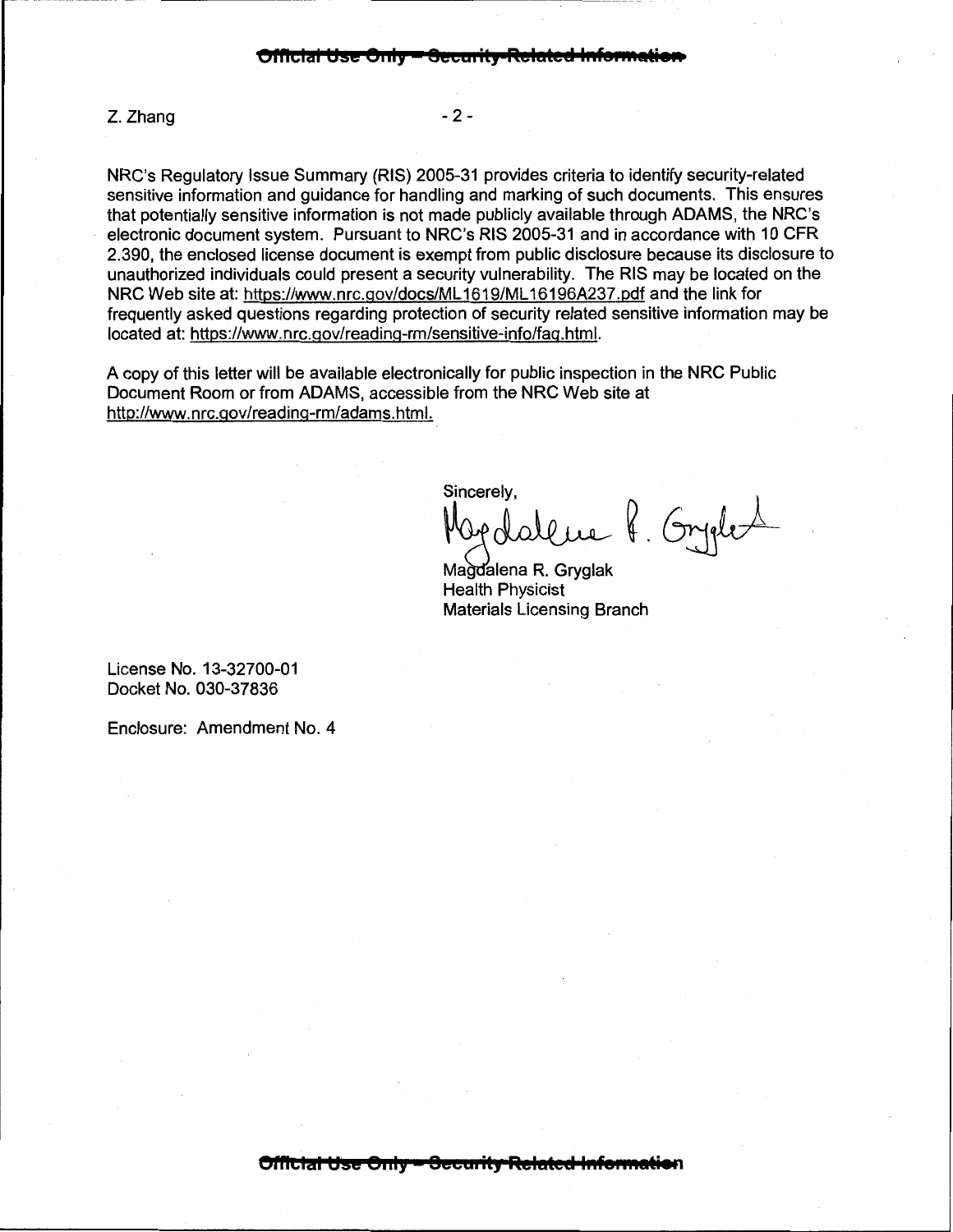NRC's Regulatory Issue Summary (RIS) 2005-31 provides criteria to identify security-related sensitive information and guidance for handling and marking of such documents. This ensures that potentially sensitive information is not made publicly available through ADAMS, the NRC's electronic document system. Pursuant to NRC's RIS 2005-31 and in accordance with 10 CFR 2.390, the enclosed license document is exempt from public disclosure because its disclosure to unauthorized individuals could present a security vulnerability. The RIS may be located on the NRC Web site at: https://www.nrc.gov/docs/ML1619/ML16196A237.pdf and the link for frequently asked questions regarding protection of security related sensitive information may be located at: https://www.nrc.gov/reading-rm/sensitive-info/faq.html.

A copy of this letter will be available electronically for public inspection in the NRC Public Document Room or from ADAMS, accessible from the NRC Web site at http://www.nrc.gov/reading-rm/adams.html.

Sincerely,

Magdalena R. Gryglak
Health Physicist
Materials Licensing Branch

License No. 13-32700-01
Docket No. 030-37836

Enclosure: Amendment No. 4